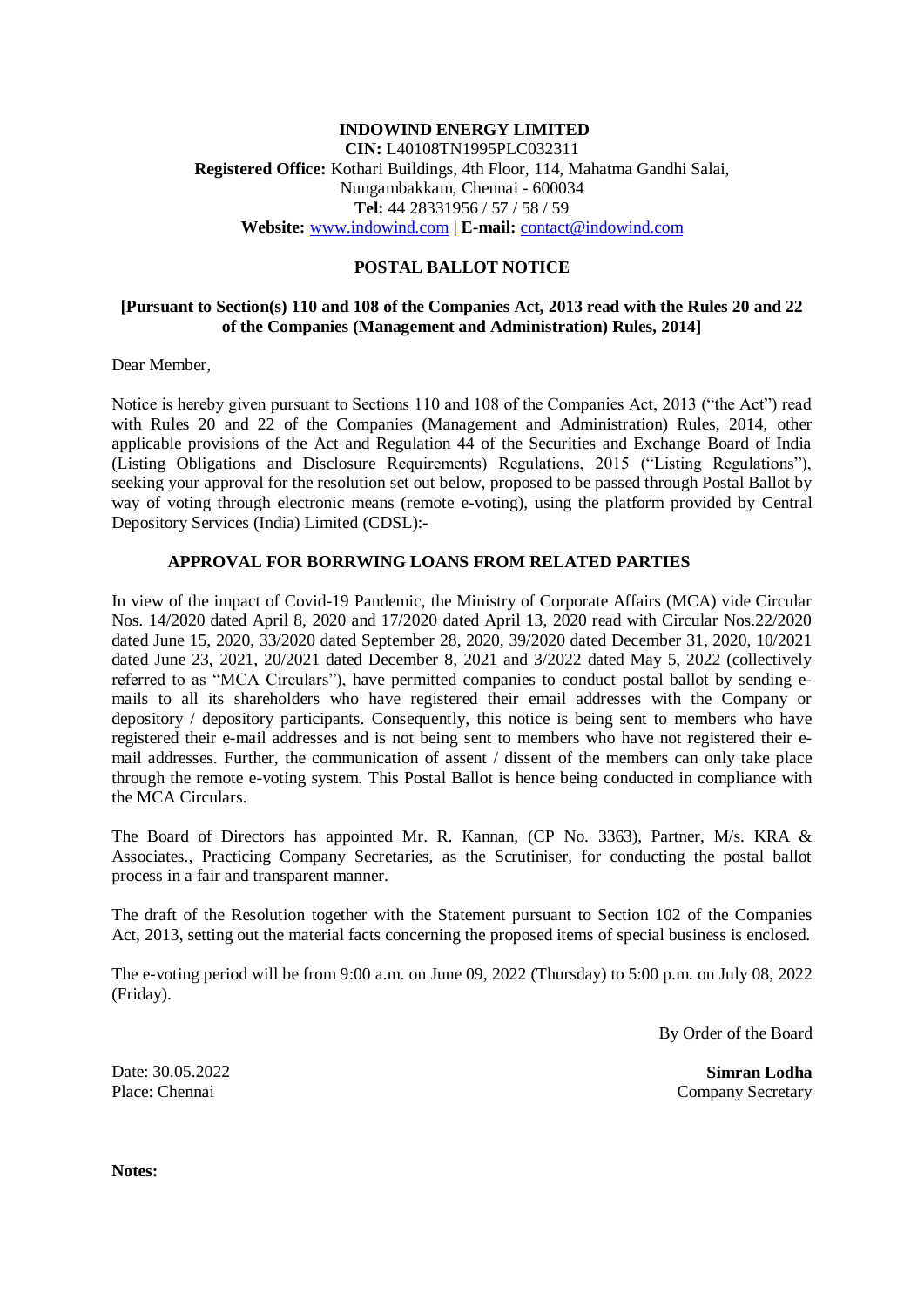# INDOWIND ENERGY LIMITED

**CIN:** L40108TN1995PLC032311
**Registered Office:** Kothari Buildings, 4th Floor, 114, Mahatma Gandhi Salai, Nungambakkam, Chennai - 600034
**Tel:** 44 28331956 / 57 / 58 / 59
**Website:** www.indowind.com | **E-mail:** contact@indowind.com

## POSTAL BALLOT NOTICE

**[Pursuant to Section(s) 110 and 108 of the Companies Act, 2013 read with the Rules 20 and 22 of the Companies (Management and Administration) Rules, 2014]**

Dear Member,

Notice is hereby given pursuant to Sections 110 and 108 of the Companies Act, 2013 ("the Act") read with Rules 20 and 22 of the Companies (Management and Administration) Rules, 2014, other applicable provisions of the Act and Regulation 44 of the Securities and Exchange Board of India (Listing Obligations and Disclosure Requirements) Regulations, 2015 ("Listing Regulations"), seeking your approval for the resolution set out below, proposed to be passed through Postal Ballot by way of voting through electronic means (remote e-voting), using the platform provided by Central Depository Services (India) Limited (CDSL):-

### APPROVAL FOR BORRWING LOANS FROM RELATED PARTIES

In view of the impact of Covid-19 Pandemic, the Ministry of Corporate Affairs (MCA) vide Circular Nos. 14/2020 dated April 8, 2020 and 17/2020 dated April 13, 2020 read with Circular Nos.22/2020 dated June 15, 2020, 33/2020 dated September 28, 2020, 39/2020 dated December 31, 2020, 10/2021 dated June 23, 2021, 20/2021 dated December 8, 2021 and 3/2022 dated May 5, 2022 (collectively referred to as "MCA Circulars"), have permitted companies to conduct postal ballot by sending e-mails to all its shareholders who have registered their email addresses with the Company or depository / depository participants. Consequently, this notice is being sent to members who have registered their e-mail addresses and is not being sent to members who have not registered their e-mail addresses. Further, the communication of assent / dissent of the members can only take place through the remote e-voting system. This Postal Ballot is hence being conducted in compliance with the MCA Circulars.

The Board of Directors has appointed Mr. R. Kannan, (CP No. 3363), Partner, M/s. KRA & Associates., Practicing Company Secretaries, as the Scrutiniser, for conducting the postal ballot process in a fair and transparent manner.

The draft of the Resolution together with the Statement pursuant to Section 102 of the Companies Act, 2013, setting out the material facts concerning the proposed items of special business is enclosed.

The e-voting period will be from 9:00 a.m. on June 09, 2022 (Thursday) to 5:00 p.m. on July 08, 2022 (Friday).

By Order of the Board

Date: 30.05.2022
Place: Chennai

**Simran Lodha**
Company Secretary

**Notes:**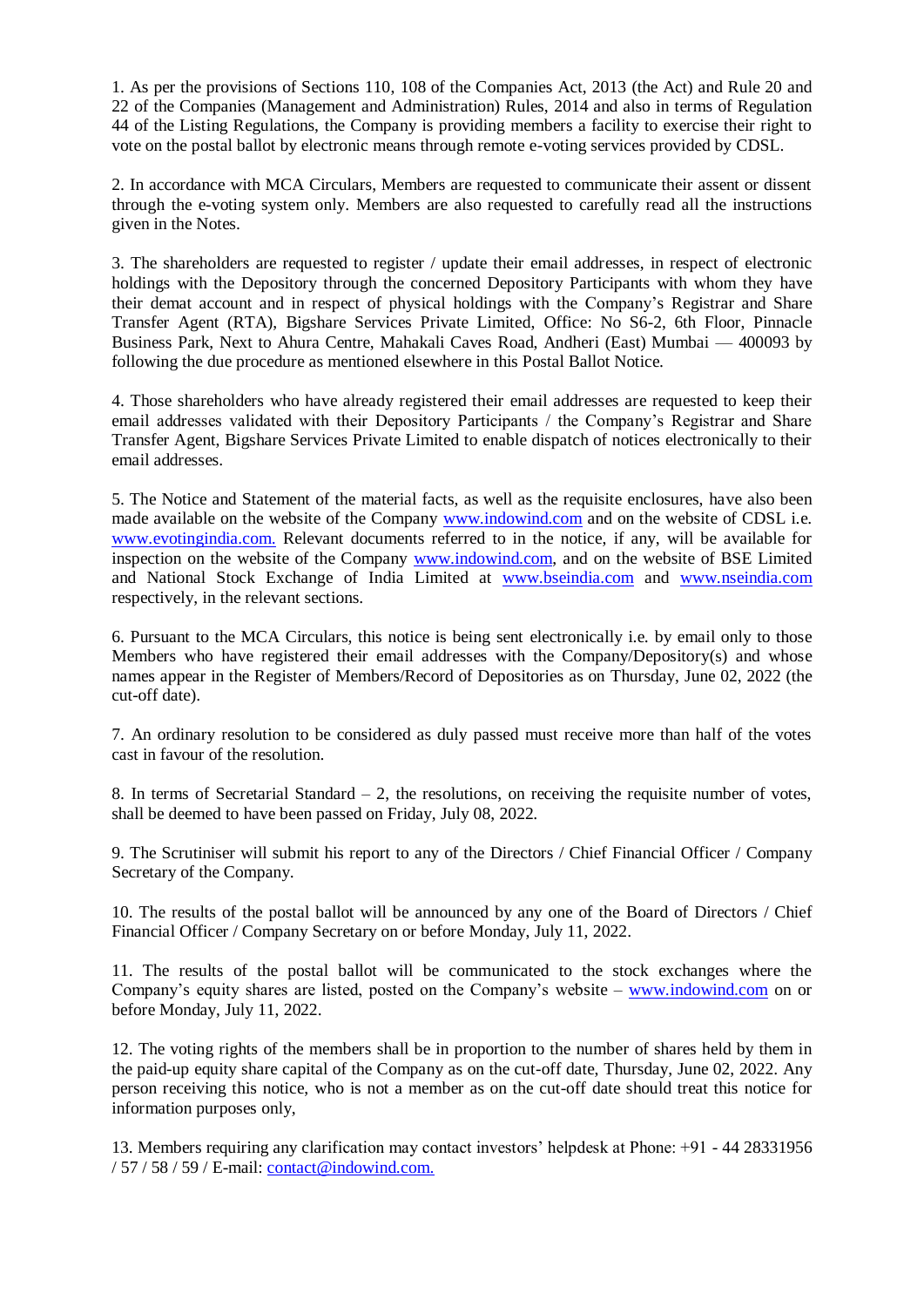1. As per the provisions of Sections 110, 108 of the Companies Act, 2013 (the Act) and Rule 20 and 22 of the Companies (Management and Administration) Rules, 2014 and also in terms of Regulation 44 of the Listing Regulations, the Company is providing members a facility to exercise their right to vote on the postal ballot by electronic means through remote e-voting services provided by CDSL.

2. In accordance with MCA Circulars, Members are requested to communicate their assent or dissent through the e-voting system only. Members are also requested to carefully read all the instructions given in the Notes.

3. The shareholders are requested to register / update their email addresses, in respect of electronic holdings with the Depository through the concerned Depository Participants with whom they have their demat account and in respect of physical holdings with the Company's Registrar and Share Transfer Agent (RTA), Bigshare Services Private Limited, Office: No S6-2, 6th Floor, Pinnacle Business Park, Next to Ahura Centre, Mahakali Caves Road, Andheri (East) Mumbai — 400093 by following the due procedure as mentioned elsewhere in this Postal Ballot Notice.

4. Those shareholders who have already registered their email addresses are requested to keep their email addresses validated with their Depository Participants / the Company's Registrar and Share Transfer Agent, Bigshare Services Private Limited to enable dispatch of notices electronically to their email addresses.

5. The Notice and Statement of the material facts, as well as the requisite enclosures, have also been made available on the website of the Company [www.indowind.com](http://www.indowind.com) and on the website of CDSL i.e. [www.evotingindia.com.](http://www.evotingindia.com) Relevant documents referred to in the notice, if any, will be available for inspection on the website of the Company [www.indowind.com](http://www.indowind.com), and on the website of BSE Limited and National Stock Exchange of India Limited at [www.bseindia.com](http://www.bseindia.com) and [www.nseindia.com](http://www.nseindia.com) respectively, in the relevant sections.

6. Pursuant to the MCA Circulars, this notice is being sent electronically i.e. by email only to those Members who have registered their email addresses with the Company/Depository(s) and whose names appear in the Register of Members/Record of Depositories as on Thursday, June 02, 2022 (the cut-off date).

7. An ordinary resolution to be considered as duly passed must receive more than half of the votes cast in favour of the resolution.

8. In terms of Secretarial Standard – 2, the resolutions, on receiving the requisite number of votes, shall be deemed to have been passed on Friday, July 08, 2022.

9. The Scrutiniser will submit his report to any of the Directors / Chief Financial Officer / Company Secretary of the Company.

10. The results of the postal ballot will be announced by any one of the Board of Directors / Chief Financial Officer / Company Secretary on or before Monday, July 11, 2022.

11. The results of the postal ballot will be communicated to the stock exchanges where the Company's equity shares are listed, posted on the Company's website – [www.indowind.com](http://www.indowind.com) on or before Monday, July 11, 2022.

12. The voting rights of the members shall be in proportion to the number of shares held by them in the paid-up equity share capital of the Company as on the cut-off date, Thursday, June 02, 2022. Any person receiving this notice, who is not a member as on the cut-off date should treat this notice for information purposes only,

13. Members requiring any clarification may contact investors' helpdesk at Phone: +91 - 44 28331956 / 57 / 58 / 59 / E-mail: [contact@indowind.com.](mailto:contact@indowind.com)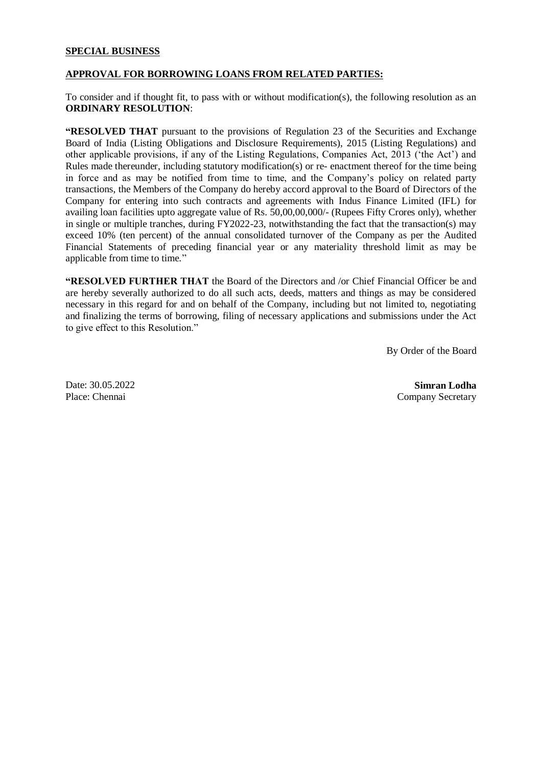**SPECIAL BUSINESS**

**APPROVAL FOR BORROWING LOANS FROM RELATED PARTIES:**

To consider and if thought fit, to pass with or without modification(s), the following resolution as an **ORDINARY RESOLUTION**:

**"RESOLVED THAT** pursuant to the provisions of Regulation 23 of the Securities and Exchange Board of India (Listing Obligations and Disclosure Requirements), 2015 (Listing Regulations) and other applicable provisions, if any of the Listing Regulations, Companies Act, 2013 ('the Act') and Rules made thereunder, including statutory modification(s) or re- enactment thereof for the time being in force and as may be notified from time to time, and the Company's policy on related party transactions, the Members of the Company do hereby accord approval to the Board of Directors of the Company for entering into such contracts and agreements with Indus Finance Limited (IFL) for availing loan facilities upto aggregate value of Rs. 50,00,00,000/- (Rupees Fifty Crores only), whether in single or multiple tranches, during FY2022-23, notwithstanding the fact that the transaction(s) may exceed 10% (ten percent) of the annual consolidated turnover of the Company as per the Audited Financial Statements of preceding financial year or any materiality threshold limit as may be applicable from time to time."

**"RESOLVED FURTHER THAT** the Board of the Directors and /or Chief Financial Officer be and are hereby severally authorized to do all such acts, deeds, matters and things as may be considered necessary in this regard for and on behalf of the Company, including but not limited to, negotiating and finalizing the terms of borrowing, filing of necessary applications and submissions under the Act to give effect to this Resolution."

By Order of the Board

Date: 30.05.2022
Place: Chennai

**Simran Lodha**
Company Secretary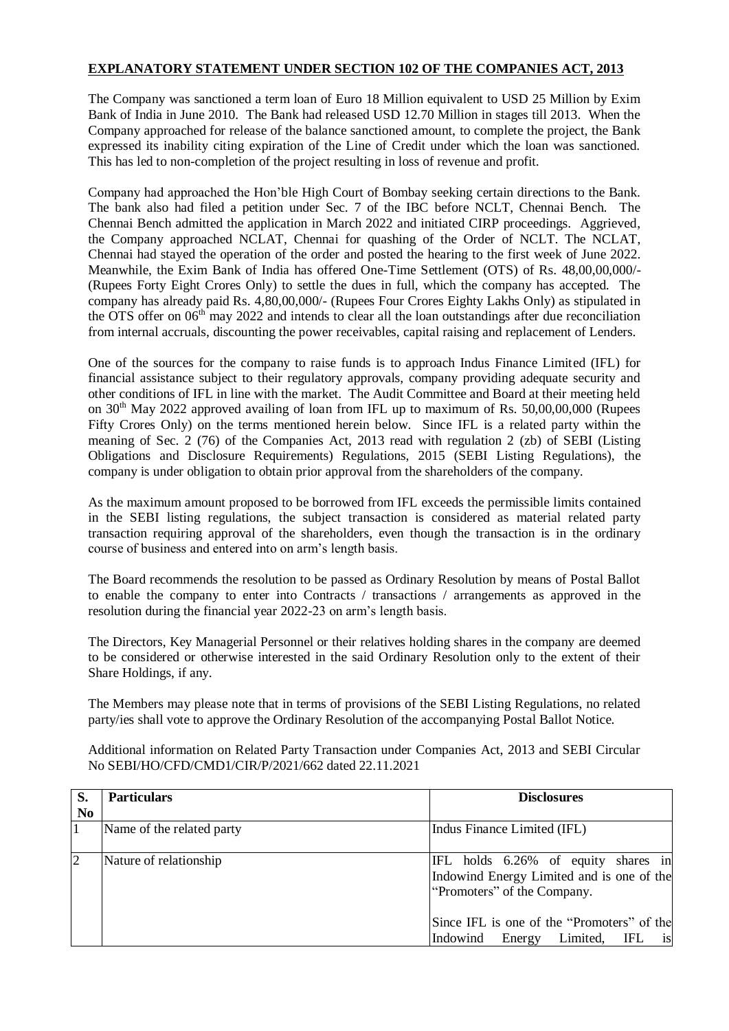## EXPLANATORY STATEMENT UNDER SECTION 102 OF THE COMPANIES ACT, 2013

The Company was sanctioned a term loan of Euro 18 Million equivalent to USD 25 Million by Exim Bank of India in June 2010. The Bank had released USD 12.70 Million in stages till 2013. When the Company approached for release of the balance sanctioned amount, to complete the project, the Bank expressed its inability citing expiration of the Line of Credit under which the loan was sanctioned. This has led to non-completion of the project resulting in loss of revenue and profit.

Company had approached the Hon'ble High Court of Bombay seeking certain directions to the Bank. The bank also had filed a petition under Sec. 7 of the IBC before NCLT, Chennai Bench. The Chennai Bench admitted the application in March 2022 and initiated CIRP proceedings. Aggrieved, the Company approached NCLAT, Chennai for quashing of the Order of NCLT. The NCLAT, Chennai had stayed the operation of the order and posted the hearing to the first week of June 2022. Meanwhile, the Exim Bank of India has offered One-Time Settlement (OTS) of Rs. 48,00,00,000/- (Rupees Forty Eight Crores Only) to settle the dues in full, which the company has accepted. The company has already paid Rs. 4,80,00,000/- (Rupees Four Crores Eighty Lakhs Only) as stipulated in the OTS offer on 06th may 2022 and intends to clear all the loan outstandings after due reconciliation from internal accruals, discounting the power receivables, capital raising and replacement of Lenders.

One of the sources for the company to raise funds is to approach Indus Finance Limited (IFL) for financial assistance subject to their regulatory approvals, company providing adequate security and other conditions of IFL in line with the market. The Audit Committee and Board at their meeting held on 30th May 2022 approved availing of loan from IFL up to maximum of Rs. 50,00,00,000 (Rupees Fifty Crores Only) on the terms mentioned herein below. Since IFL is a related party within the meaning of Sec. 2 (76) of the Companies Act, 2013 read with regulation 2 (zb) of SEBI (Listing Obligations and Disclosure Requirements) Regulations, 2015 (SEBI Listing Regulations), the company is under obligation to obtain prior approval from the shareholders of the company.

As the maximum amount proposed to be borrowed from IFL exceeds the permissible limits contained in the SEBI listing regulations, the subject transaction is considered as material related party transaction requiring approval of the shareholders, even though the transaction is in the ordinary course of business and entered into on arm's length basis.

The Board recommends the resolution to be passed as Ordinary Resolution by means of Postal Ballot to enable the company to enter into Contracts / transactions / arrangements as approved in the resolution during the financial year 2022-23 on arm's length basis.

The Directors, Key Managerial Personnel or their relatives holding shares in the company are deemed to be considered or otherwise interested in the said Ordinary Resolution only to the extent of their Share Holdings, if any.

The Members may please note that in terms of provisions of the SEBI Listing Regulations, no related party/ies shall vote to approve the Ordinary Resolution of the accompanying Postal Ballot Notice.

Additional information on Related Party Transaction under Companies Act, 2013 and SEBI Circular No SEBI/HO/CFD/CMD1/CIR/P/2021/662 dated 22.11.2021

| S. No | Particulars | Disclosures |
|---|---|---|
| 1 | Name of the related party | Indus Finance Limited (IFL) |
| 2 | Nature of relationship | IFL holds 6.26% of equity shares in Indowind Energy Limited and is one of the "Promoters" of the Company.<br><br>Since IFL is one of the "Promoters" of the Indowind Energy Limited, IFL is |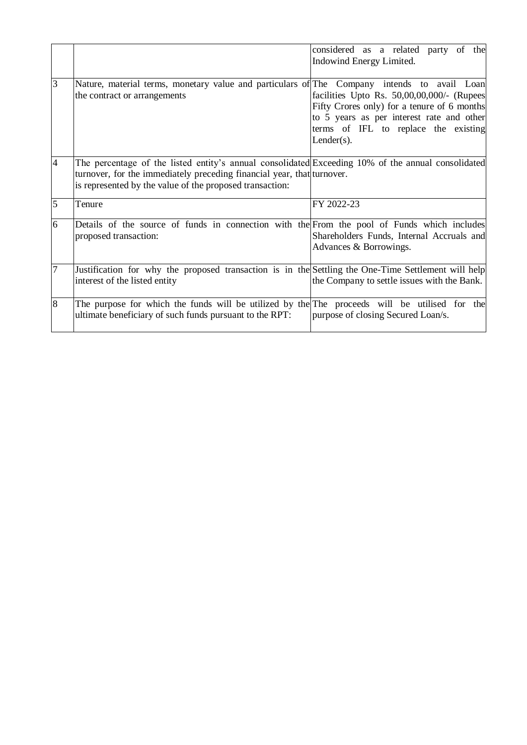| | | |
|---|---|---|
| | | considered as a related party of the Indowind Energy Limited. |
| 3 | Nature, material terms, monetary value and particulars of the contract or arrangements | The Company intends to avail Loan facilities Upto Rs. 50,00,00,000/- (Rupees Fifty Crores only) for a tenure of 6 months to 5 years as per interest rate and other terms of IFL to replace the existing Lender(s). |
| 4 | The percentage of the listed entity's annual consolidated turnover, for the immediately preceding financial year, that is represented by the value of the proposed transaction: | Exceeding 10% of the annual consolidated turnover. |
| 5 | Tenure | FY 2022-23 |
| 6 | Details of the source of funds in connection with the proposed transaction: | From the pool of Funds which includes Shareholders Funds, Internal Accruals and Advances & Borrowings. |
| 7 | Justification for why the proposed transaction is in the interest of the listed entity | Settling the One-Time Settlement will help the Company to settle issues with the Bank. |
| 8 | The purpose for which the funds will be utilized by the ultimate beneficiary of such funds pursuant to the RPT: | The proceeds will be utilised for the purpose of closing Secured Loan/s. |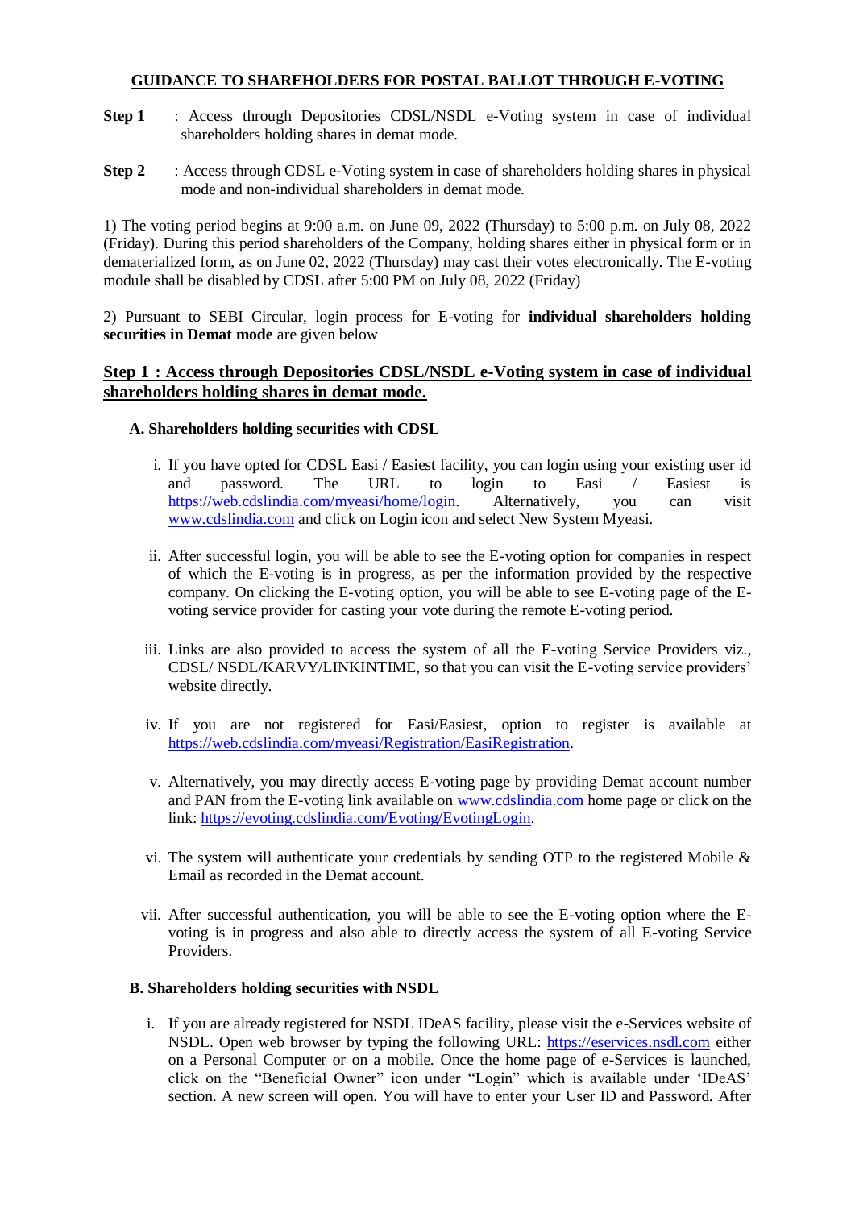## GUIDANCE TO SHAREHOLDERS FOR POSTAL BALLOT THROUGH E-VOTING

**Step 1** : Access through Depositories CDSL/NSDL e-Voting system in case of individual shareholders holding shares in demat mode.

**Step 2** : Access through CDSL e-Voting system in case of shareholders holding shares in physical mode and non-individual shareholders in demat mode.

1) The voting period begins at 9:00 a.m. on June 09, 2022 (Thursday) to 5:00 p.m. on July 08, 2022 (Friday). During this period shareholders of the Company, holding shares either in physical form or in dematerialized form, as on June 02, 2022 (Thursday) may cast their votes electronically. The E-voting module shall be disabled by CDSL after 5:00 PM on July 08, 2022 (Friday)

2) Pursuant to SEBI Circular, login process for E-voting for **individual shareholders holding securities in Demat mode** are given below

### Step 1 : Access through Depositories CDSL/NSDL e-Voting system in case of individual shareholders holding shares in demat mode.

**A. Shareholders holding securities with CDSL**

i. If you have opted for CDSL Easi / Easiest facility, you can login using your existing user id and password. The URL to login to Easi / Easiest is https://web.cdslindia.com/myeasi/home/login. Alternatively, you can visit www.cdslindia.com and click on Login icon and select New System Myeasi.

ii. After successful login, you will be able to see the E-voting option for companies in respect of which the E-voting is in progress, as per the information provided by the respective company. On clicking the E-voting option, you will be able to see E-voting page of the E-voting service provider for casting your vote during the remote E-voting period.

iii. Links are also provided to access the system of all the E-voting Service Providers viz., CDSL/ NSDL/KARVY/LINKINTIME, so that you can visit the E-voting service providers' website directly.

iv. If you are not registered for Easi/Easiest, option to register is available at https://web.cdslindia.com/myeasi/Registration/EasiRegistration.

v. Alternatively, you may directly access E-voting page by providing Demat account number and PAN from the E-voting link available on www.cdslindia.com home page or click on the link: https://evoting.cdslindia.com/Evoting/EvotingLogin.

vi. The system will authenticate your credentials by sending OTP to the registered Mobile & Email as recorded in the Demat account.

vii. After successful authentication, you will be able to see the E-voting option where the E-voting is in progress and also able to directly access the system of all E-voting Service Providers.

**B. Shareholders holding securities with NSDL**

i. If you are already registered for NSDL IDeAS facility, please visit the e-Services website of NSDL. Open web browser by typing the following URL: https://eservices.nsdl.com either on a Personal Computer or on a mobile. Once the home page of e-Services is launched, click on the "Beneficial Owner" icon under "Login" which is available under 'IDeAS' section. A new screen will open. You will have to enter your User ID and Password. After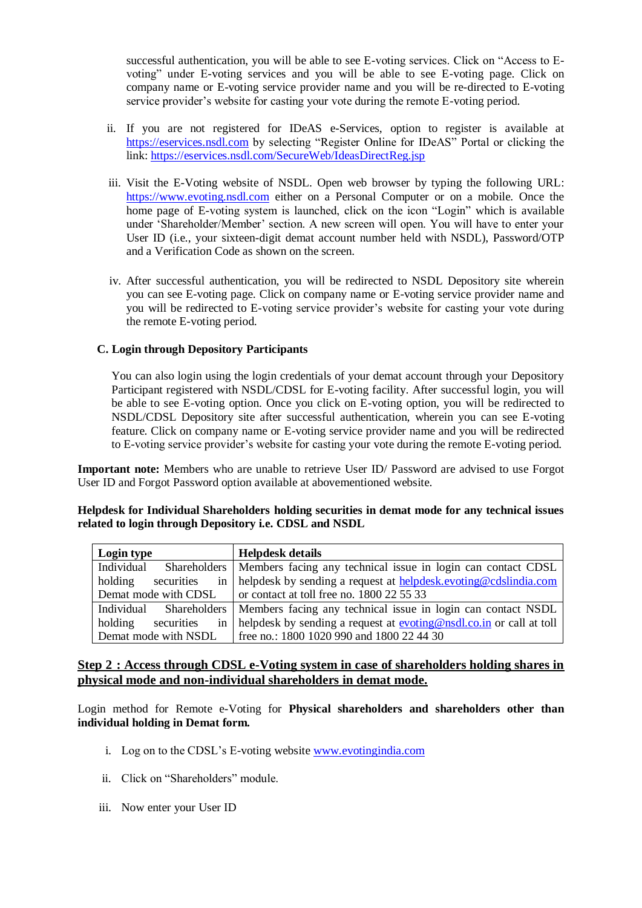successful authentication, you will be able to see E-voting services. Click on “Access to E-voting” under E-voting services and you will be able to see E-voting page. Click on company name or E-voting service provider name and you will be re-directed to E-voting service provider’s website for casting your vote during the remote E-voting period.

ii. If you are not registered for IDeAS e-Services, option to register is available at https://eservices.nsdl.com by selecting “Register Online for IDeAS” Portal or clicking the link: https://eservices.nsdl.com/SecureWeb/IdeasDirectReg.jsp

iii. Visit the E-Voting website of NSDL. Open web browser by typing the following URL: https://www.evoting.nsdl.com either on a Personal Computer or on a mobile. Once the home page of E-voting system is launched, click on the icon “Login” which is available under ‘Shareholder/Member’ section. A new screen will open. You will have to enter your User ID (i.e., your sixteen-digit demat account number held with NSDL), Password/OTP and a Verification Code as shown on the screen.

iv. After successful authentication, you will be redirected to NSDL Depository site wherein you can see E-voting page. Click on company name or E-voting service provider name and you will be redirected to E-voting service provider’s website for casting your vote during the remote E-voting period.

**C. Login through Depository Participants**

You can also login using the login credentials of your demat account through your Depository Participant registered with NSDL/CDSL for E-voting facility. After successful login, you will be able to see E-voting option. Once you click on E-voting option, you will be redirected to NSDL/CDSL Depository site after successful authentication, wherein you can see E-voting feature. Click on company name or E-voting service provider name and you will be redirected to E-voting service provider’s website for casting your vote during the remote E-voting period.

**Important note:** Members who are unable to retrieve User ID/ Password are advised to use Forgot User ID and Forgot Password option available at abovementioned website.

**Helpdesk for Individual Shareholders holding securities in demat mode for any technical issues related to login through Depository i.e. CDSL and NSDL**

| Login type | Helpdesk details |
|---|---|
| Individual Shareholders holding securities in Demat mode with CDSL | Members facing any technical issue in login can contact CDSL helpdesk by sending a request at helpdesk.evoting@cdslindia.com or contact at toll free no. 1800 22 55 33 |
| Individual Shareholders holding securities in Demat mode with NSDL | Members facing any technical issue in login can contact NSDL helpdesk by sending a request at evoting@nsdl.co.in or call at toll free no.: 1800 1020 990 and 1800 22 44 30 |

**<u>Step 2 : Access through CDSL e-Voting system in case of shareholders holding shares in physical mode and non-individual shareholders in demat mode.</u>**

Login method for Remote e-Voting for **Physical shareholders and shareholders other than individual holding in Demat form.**

i. Log on to the CDSL’s E-voting website www.evotingindia.com

ii. Click on “Shareholders” module.

iii. Now enter your User ID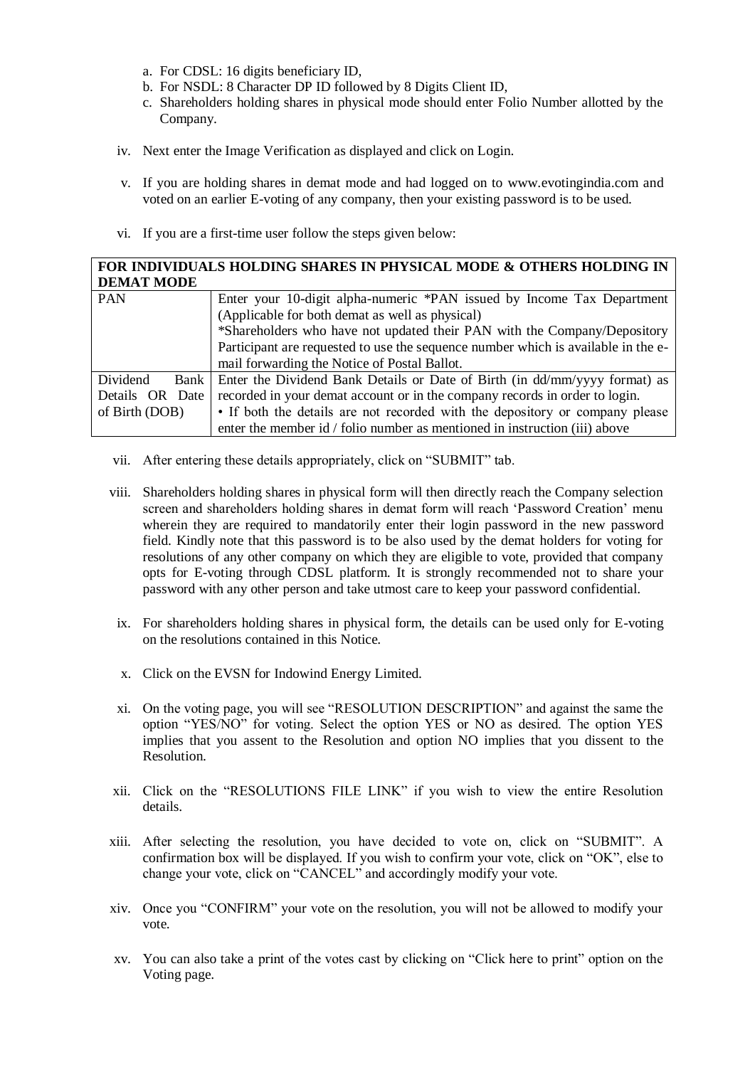a. For CDSL: 16 digits beneficiary ID,
b. For NSDL: 8 Character DP ID followed by 8 Digits Client ID,
c. Shareholders holding shares in physical mode should enter Folio Number allotted by the Company.

iv. Next enter the Image Verification as displayed and click on Login.

v. If you are holding shares in demat mode and had logged on to www.evotingindia.com and voted on an earlier E-voting of any company, then your existing password is to be used.

vi. If you are a first-time user follow the steps given below:

| **FOR INDIVIDUALS HOLDING SHARES IN PHYSICAL MODE & OTHERS HOLDING IN DEMAT MODE** | |
|---|---|
| PAN | Enter your 10-digit alpha-numeric *PAN issued by Income Tax Department (Applicable for both demat as well as physical)<br>*Shareholders who have not updated their PAN with the Company/Depository Participant are requested to use the sequence number which is available in the e-mail forwarding the Notice of Postal Ballot. |
| Dividend Bank Details OR Date of Birth (DOB) | Enter the Dividend Bank Details or Date of Birth (in dd/mm/yyyy format) as recorded in your demat account or in the company records in order to login.<br>• If both the details are not recorded with the depository or company please enter the member id / folio number as mentioned in instruction (iii) above |

vii. After entering these details appropriately, click on "SUBMIT" tab.

viii. Shareholders holding shares in physical form will then directly reach the Company selection screen and shareholders holding shares in demat form will reach 'Password Creation' menu wherein they are required to mandatorily enter their login password in the new password field. Kindly note that this password is to be also used by the demat holders for voting for resolutions of any other company on which they are eligible to vote, provided that company opts for E-voting through CDSL platform. It is strongly recommended not to share your password with any other person and take utmost care to keep your password confidential.

ix. For shareholders holding shares in physical form, the details can be used only for E-voting on the resolutions contained in this Notice.

x. Click on the EVSN for Indowind Energy Limited.

xi. On the voting page, you will see "RESOLUTION DESCRIPTION" and against the same the option "YES/NO" for voting. Select the option YES or NO as desired. The option YES implies that you assent to the Resolution and option NO implies that you dissent to the Resolution.

xii. Click on the "RESOLUTIONS FILE LINK" if you wish to view the entire Resolution details.

xiii. After selecting the resolution, you have decided to vote on, click on "SUBMIT". A confirmation box will be displayed. If you wish to confirm your vote, click on "OK", else to change your vote, click on "CANCEL" and accordingly modify your vote.

xiv. Once you "CONFIRM" your vote on the resolution, you will not be allowed to modify your vote.

xv. You can also take a print of the votes cast by clicking on "Click here to print" option on the Voting page.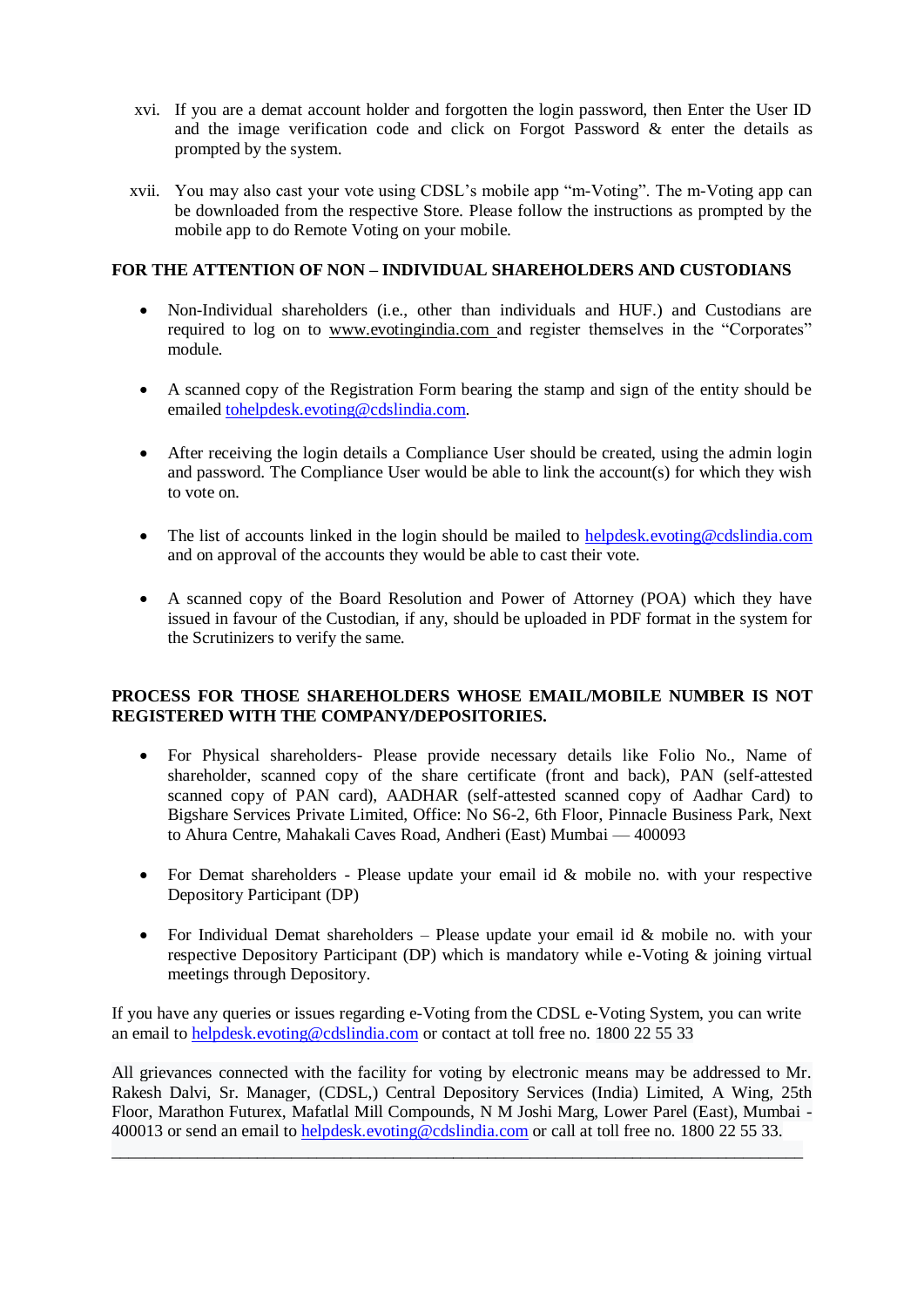xvi. If you are a demat account holder and forgotten the login password, then Enter the User ID and the image verification code and click on Forgot Password & enter the details as prompted by the system.

xvii. You may also cast your vote using CDSL's mobile app "m-Voting". The m-Voting app can be downloaded from the respective Store. Please follow the instructions as prompted by the mobile app to do Remote Voting on your mobile.

**FOR THE ATTENTION OF NON – INDIVIDUAL SHAREHOLDERS AND CUSTODIANS**

- Non-Individual shareholders (i.e., other than individuals and HUF.) and Custodians are required to log on to www.evotingindia.com and register themselves in the "Corporates" module.
- A scanned copy of the Registration Form bearing the stamp and sign of the entity should be emailed tohelpdesk.evoting@cdslindia.com.
- After receiving the login details a Compliance User should be created, using the admin login and password. The Compliance User would be able to link the account(s) for which they wish to vote on.
- The list of accounts linked in the login should be mailed to helpdesk.evoting@cdslindia.com and on approval of the accounts they would be able to cast their vote.
- A scanned copy of the Board Resolution and Power of Attorney (POA) which they have issued in favour of the Custodian, if any, should be uploaded in PDF format in the system for the Scrutinizers to verify the same.

**PROCESS FOR THOSE SHAREHOLDERS WHOSE EMAIL/MOBILE NUMBER IS NOT REGISTERED WITH THE COMPANY/DEPOSITORIES.**

- For Physical shareholders- Please provide necessary details like Folio No., Name of shareholder, scanned copy of the share certificate (front and back), PAN (self-attested scanned copy of PAN card), AADHAR (self-attested scanned copy of Aadhar Card) to Bigshare Services Private Limited, Office: No S6-2, 6th Floor, Pinnacle Business Park, Next to Ahura Centre, Mahakali Caves Road, Andheri (East) Mumbai — 400093
- For Demat shareholders - Please update your email id & mobile no. with your respective Depository Participant (DP)
- For Individual Demat shareholders – Please update your email id & mobile no. with your respective Depository Participant (DP) which is mandatory while e-Voting & joining virtual meetings through Depository.

If you have any queries or issues regarding e-Voting from the CDSL e-Voting System, you can write an email to helpdesk.evoting@cdslindia.com or contact at toll free no. 1800 22 55 33

All grievances connected with the facility for voting by electronic means may be addressed to Mr. Rakesh Dalvi, Sr. Manager, (CDSL,) Central Depository Services (India) Limited, A Wing, 25th Floor, Marathon Futurex, Mafatlal Mill Compounds, N M Joshi Marg, Lower Parel (East), Mumbai - 400013 or send an email to helpdesk.evoting@cdslindia.com or call at toll free no. 1800 22 55 33.